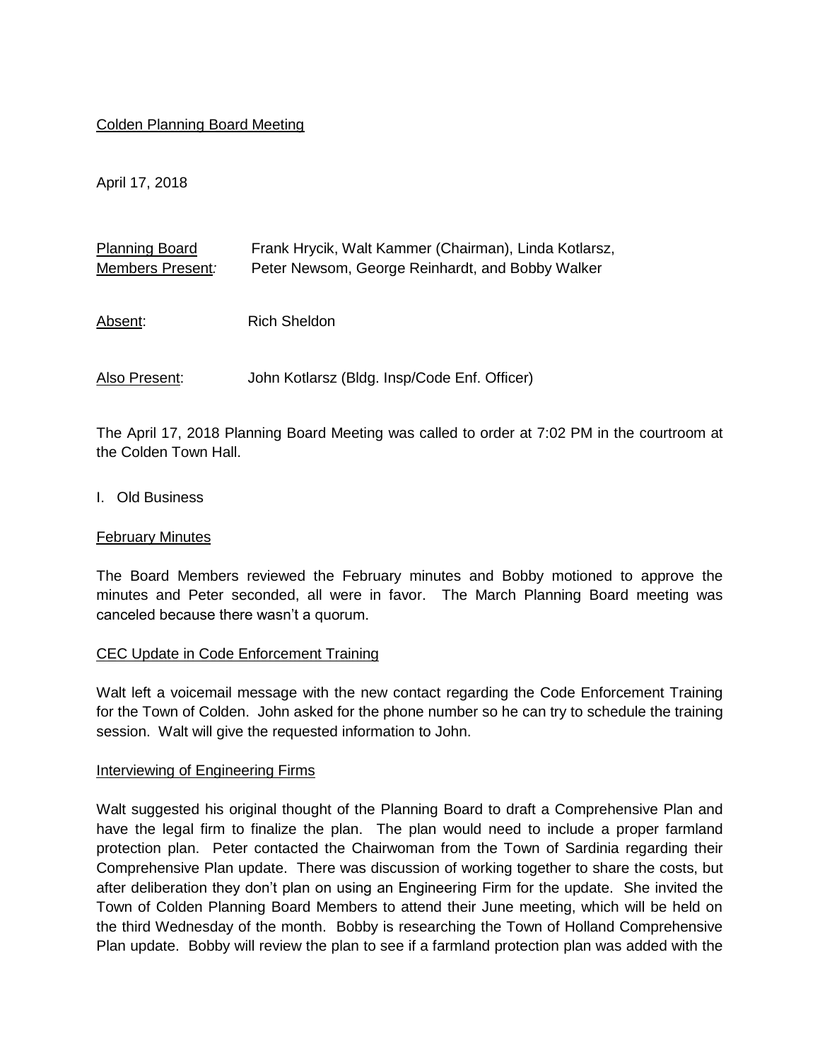Colden Planning Board Meeting

April 17, 2018

| Planning Board Members Present: | Frank Hrycik, Walt Kammer (Chairman), Linda Kotlarsz, Peter Newsom, George Reinhardt, and Bobby Walker |
|---|---|
| Absent: | Rich Sheldon |
| Also Present: | John Kotlarsz (Bldg. Insp/Code Enf. Officer) |

The April 17, 2018 Planning Board Meeting was called to order at 7:02 PM in the courtroom at the Colden Town Hall.

I. Old Business

February Minutes

The Board Members reviewed the February minutes and Bobby motioned to approve the minutes and Peter seconded, all were in favor. The March Planning Board meeting was canceled because there wasn't a quorum.

CEC Update in Code Enforcement Training

Walt left a voicemail message with the new contact regarding the Code Enforcement Training for the Town of Colden. John asked for the phone number so he can try to schedule the training session. Walt will give the requested information to John.

Interviewing of Engineering Firms

Walt suggested his original thought of the Planning Board to draft a Comprehensive Plan and have the legal firm to finalize the plan. The plan would need to include a proper farmland protection plan. Peter contacted the Chairwoman from the Town of Sardinia regarding their Comprehensive Plan update. There was discussion of working together to share the costs, but after deliberation they don't plan on using an Engineering Firm for the update. She invited the Town of Colden Planning Board Members to attend their June meeting, which will be held on the third Wednesday of the month. Bobby is researching the Town of Holland Comprehensive Plan update. Bobby will review the plan to see if a farmland protection plan was added with the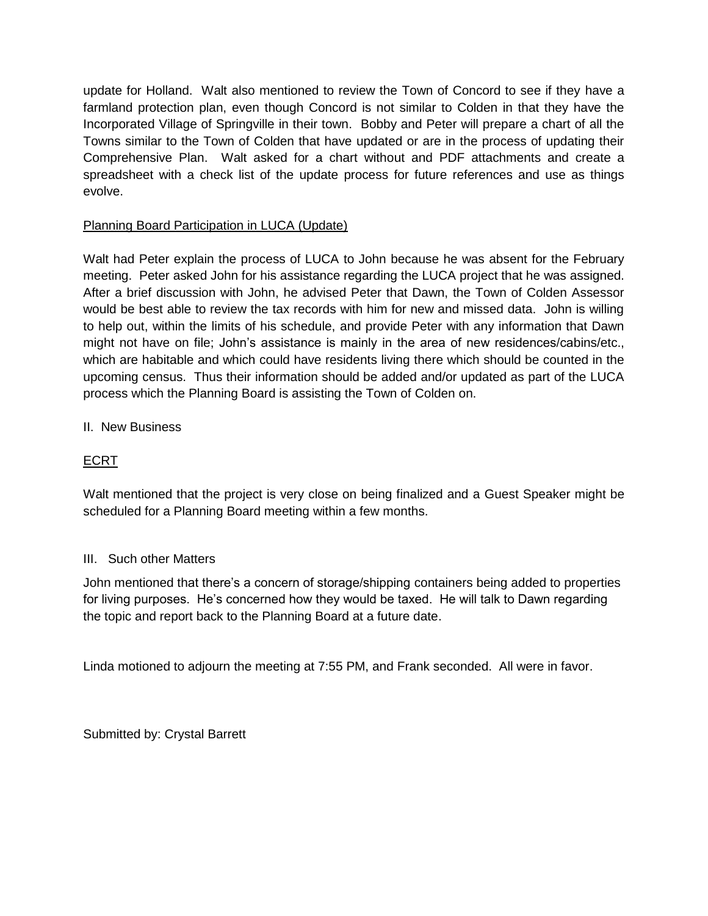update for Holland. Walt also mentioned to review the Town of Concord to see if they have a farmland protection plan, even though Concord is not similar to Colden in that they have the Incorporated Village of Springville in their town. Bobby and Peter will prepare a chart of all the Towns similar to the Town of Colden that have updated or are in the process of updating their Comprehensive Plan. Walt asked for a chart without and PDF attachments and create a spreadsheet with a check list of the update process for future references and use as things evolve.

Planning Board Participation in LUCA (Update)

Walt had Peter explain the process of LUCA to John because he was absent for the February meeting. Peter asked John for his assistance regarding the LUCA project that he was assigned. After a brief discussion with John, he advised Peter that Dawn, the Town of Colden Assessor would be best able to review the tax records with him for new and missed data. John is willing to help out, within the limits of his schedule, and provide Peter with any information that Dawn might not have on file; John's assistance is mainly in the area of new residences/cabins/etc., which are habitable and which could have residents living there which should be counted in the upcoming census. Thus their information should be added and/or updated as part of the LUCA process which the Planning Board is assisting the Town of Colden on.

II. New Business

ECRT

Walt mentioned that the project is very close on being finalized and a Guest Speaker might be scheduled for a Planning Board meeting within a few months.

III. Such other Matters

John mentioned that there's a concern of storage/shipping containers being added to properties for living purposes. He's concerned how they would be taxed. He will talk to Dawn regarding the topic and report back to the Planning Board at a future date.

Linda motioned to adjourn the meeting at 7:55 PM, and Frank seconded. All were in favor.

Submitted by: Crystal Barrett